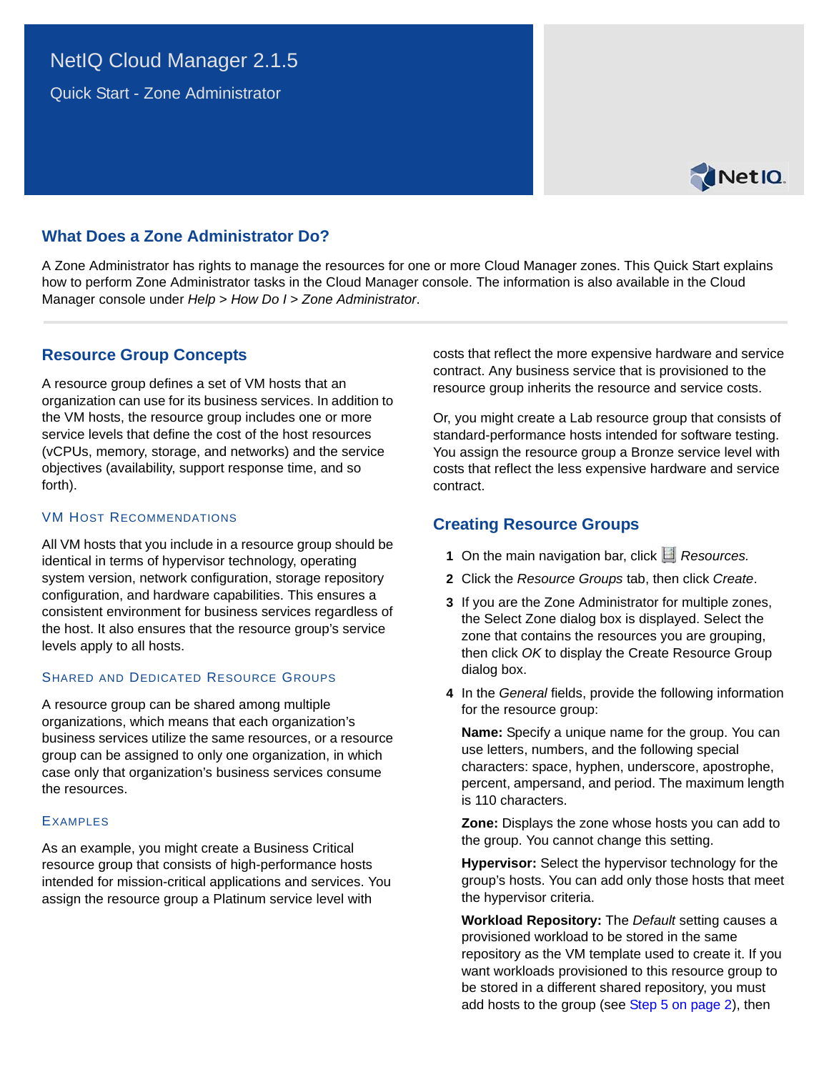# NetIQ Cloud Manager 2.1.5

Quick Start - Zone Administrator

## What Does a Zone Administrator Do?

A Zone Administrator has rights to manage the resources for one or more Cloud Manager zones. This Quick Start explains how to perform Zone Administrator tasks in the Cloud Manager console. The information is also available in the Cloud Manager console under *Help > How Do I > Zone Administrator*.

## Resource Group Concepts

A resource group defines a set of VM hosts that an organization can use for its business services. In addition to the VM hosts, the resource group includes one or more service levels that define the cost of the host resources (vCPUs, memory, storage, and networks) and the service objectives (availability, support response time, and so forth).

### VM Host Recommendations

All VM hosts that you include in a resource group should be identical in terms of hypervisor technology, operating system version, network configuration, storage repository configuration, and hardware capabilities. This ensures a consistent environment for business services regardless of the host. It also ensures that the resource group's service levels apply to all hosts.

### Shared and Dedicated Resource Groups

A resource group can be shared among multiple organizations, which means that each organization's business services utilize the same resources, or a resource group can be assigned to only one organization, in which case only that organization's business services consume the resources.

### Examples

As an example, you might create a Business Critical resource group that consists of high-performance hosts intended for mission-critical applications and services. You assign the resource group a Platinum service level with costs that reflect the more expensive hardware and service contract. Any business service that is provisioned to the resource group inherits the resource and service costs.

Or, you might create a Lab resource group that consists of standard-performance hosts intended for software testing. You assign the resource group a Bronze service level with costs that reflect the less expensive hardware and service contract.

## Creating Resource Groups

1. On the main navigation bar, click *Resources.*
2. Click the *Resource Groups* tab, then click *Create*.
3. If you are the Zone Administrator for multiple zones, the Select Zone dialog box is displayed. Select the zone that contains the resources you are grouping, then click *OK* to display the Create Resource Group dialog box.
4. In the *General* fields, provide the following information for the resource group:

   **Name:** Specify a unique name for the group. You can use letters, numbers, and the following special characters: space, hyphen, underscore, apostrophe, percent, ampersand, and period. The maximum length is 110 characters.

   **Zone:** Displays the zone whose hosts you can add to the group. You cannot change this setting.

   **Hypervisor:** Select the hypervisor technology for the group's hosts. You can add only those hosts that meet the hypervisor criteria.

   **Workload Repository:** The *Default* setting causes a provisioned workload to be stored in the same repository as the VM template used to create it. If you want workloads provisioned to this resource group to be stored in a different shared repository, you must add hosts to the group (see Step 5 on page 2), then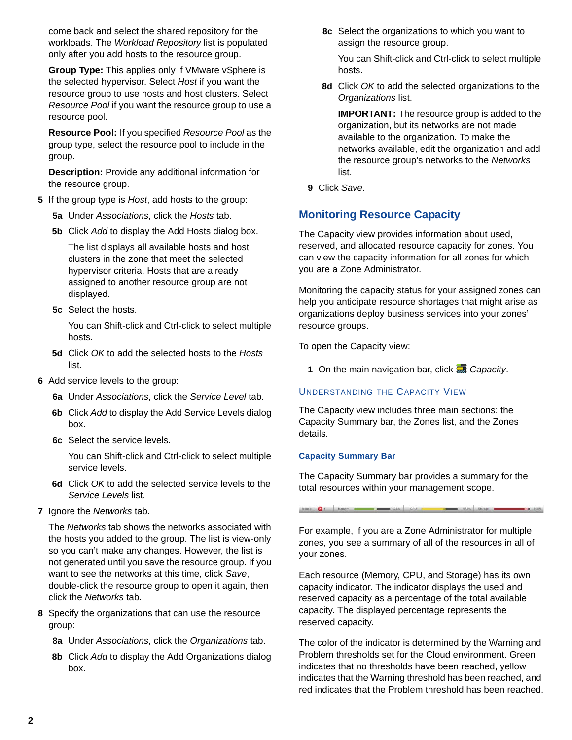come back and select the shared repository for the workloads. The *Workload Repository* list is populated only after you add hosts to the resource group.

**Group Type:** This applies only if VMware vSphere is the selected hypervisor. Select *Host* if you want the resource group to use hosts and host clusters. Select *Resource Pool* if you want the resource group to use a resource pool.

**Resource Pool:** If you specified *Resource Pool* as the group type, select the resource pool to include in the group.

**Description:** Provide any additional information for the resource group.

**5** If the group type is *Host*, add hosts to the group:

**5a** Under *Associations*, click the *Hosts* tab.

**5b** Click *Add* to display the Add Hosts dialog box.

The list displays all available hosts and host clusters in the zone that meet the selected hypervisor criteria. Hosts that are already assigned to another resource group are not displayed.

**5c** Select the hosts.

You can Shift-click and Ctrl-click to select multiple hosts.

**5d** Click *OK* to add the selected hosts to the *Hosts* list.

**6** Add service levels to the group:

**6a** Under *Associations*, click the *Service Level* tab.

**6b** Click *Add* to display the Add Service Levels dialog box.

**6c** Select the service levels.

You can Shift-click and Ctrl-click to select multiple service levels.

**6d** Click *OK* to add the selected service levels to the *Service Levels* list.

**7** Ignore the *Networks* tab.

The *Networks* tab shows the networks associated with the hosts you added to the group. The list is view-only so you can't make any changes. However, the list is not generated until you save the resource group. If you want to see the networks at this time, click *Save*, double-click the resource group to open it again, then click the *Networks* tab.

**8** Specify the organizations that can use the resource group:

**8a** Under *Associations*, click the *Organizations* tab.

**8b** Click *Add* to display the Add Organizations dialog box.

**8c** Select the organizations to which you want to assign the resource group.

You can Shift-click and Ctrl-click to select multiple hosts.

**8d** Click *OK* to add the selected organizations to the *Organizations* list.

**IMPORTANT:** The resource group is added to the organization, but its networks are not made available to the organization. To make the networks available, edit the organization and add the resource group's networks to the *Networks* list.

**9** Click *Save*.

## Monitoring Resource Capacity

The Capacity view provides information about used, reserved, and allocated resource capacity for zones. You can view the capacity information for all zones for which you are a Zone Administrator.

Monitoring the capacity status for your assigned zones can help you anticipate resource shortages that might arise as organizations deploy business services into your zones' resource groups.

To open the Capacity view:

**1** On the main navigation bar, click *Capacity*.

### Understanding the Capacity View

The Capacity view includes three main sections: the Capacity Summary bar, the Zones list, and the Zones details.

#### Capacity Summary Bar

The Capacity Summary bar provides a summary for the total resources within your management scope.

For example, if you are a Zone Administrator for multiple zones, you see a summary of all of the resources in all of your zones.

Each resource (Memory, CPU, and Storage) has its own capacity indicator. The indicator displays the used and reserved capacity as a percentage of the total available capacity. The displayed percentage represents the reserved capacity.

The color of the indicator is determined by the Warning and Problem thresholds set for the Cloud environment. Green indicates that no thresholds have been reached, yellow indicates that the Warning threshold has been reached, and red indicates that the Problem threshold has been reached.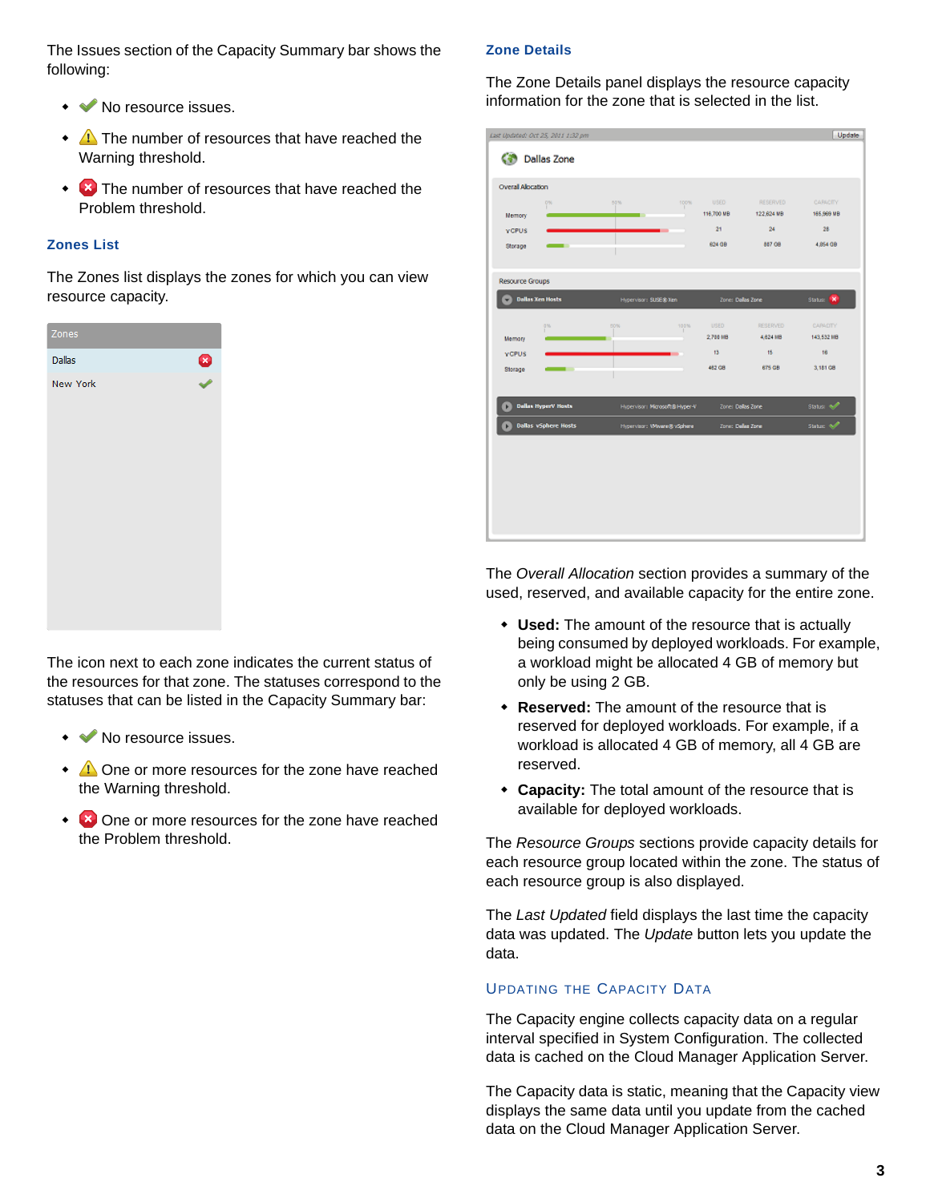The Issues section of the Capacity Summary bar shows the following:

- ✔ No resource issues.
- ⚠ The number of resources that have reached the Warning threshold.
- ✖ The number of resources that have reached the Problem threshold.

### Zones List

The Zones list displays the zones for which you can view resource capacity.

The icon next to each zone indicates the current status of the resources for that zone. The statuses correspond to the statuses that can be listed in the Capacity Summary bar:

- ✔ No resource issues.
- ⚠ One or more resources for the zone have reached the Warning threshold.
- ✖ One or more resources for the zone have reached the Problem threshold.

### Zone Details

The Zone Details panel displays the resource capacity information for the zone that is selected in the list.

The *Overall Allocation* section provides a summary of the used, reserved, and available capacity for the entire zone.

- **Used:** The amount of the resource that is actually being consumed by deployed workloads. For example, a workload might be allocated 4 GB of memory but only be using 2 GB.
- **Reserved:** The amount of the resource that is reserved for deployed workloads. For example, if a workload is allocated 4 GB of memory, all 4 GB are reserved.
- **Capacity:** The total amount of the resource that is available for deployed workloads.

The *Resource Groups* sections provide capacity details for each resource group located within the zone. The status of each resource group is also displayed.

The *Last Updated* field displays the last time the capacity data was updated. The *Update* button lets you update the data.

#### Updating the Capacity Data

The Capacity engine collects capacity data on a regular interval specified in System Configuration. The collected data is cached on the Cloud Manager Application Server.

The Capacity data is static, meaning that the Capacity view displays the same data until you update from the cached data on the Cloud Manager Application Server.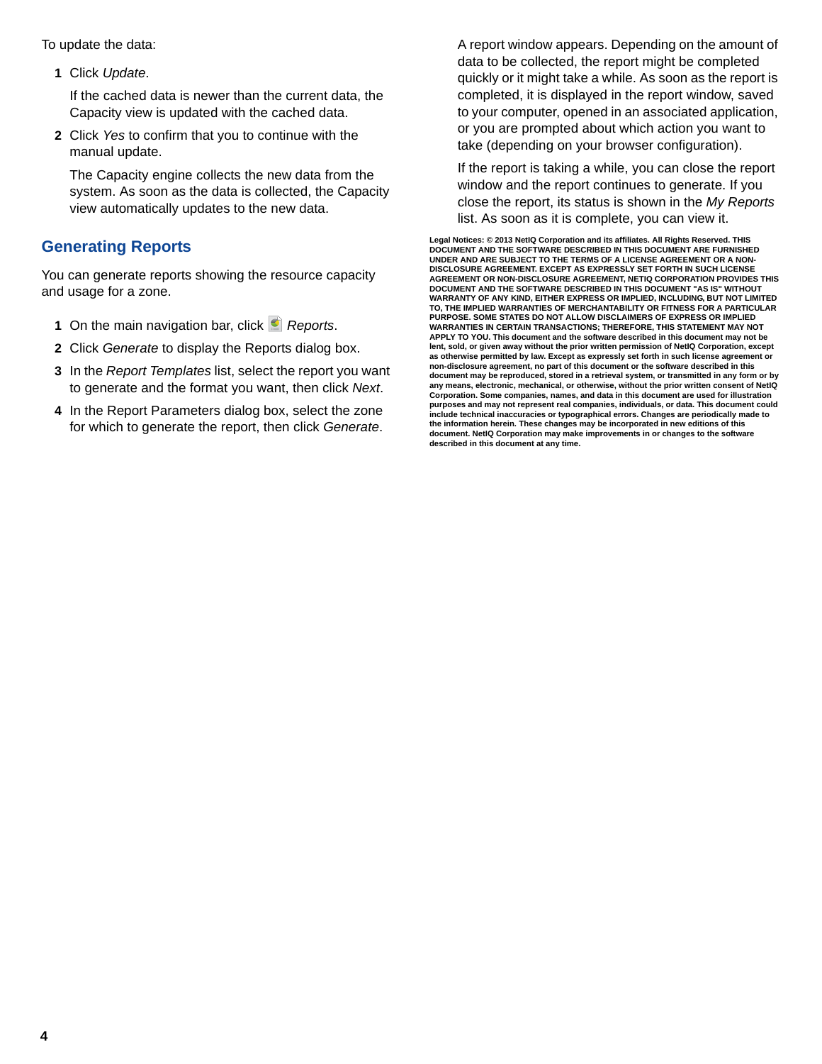To update the data:

1. Click *Update*.

   If the cached data is newer than the current data, the Capacity view is updated with the cached data.

2. Click *Yes* to confirm that you to continue with the manual update.

   The Capacity engine collects the new data from the system. As soon as the data is collected, the Capacity view automatically updates to the new data.

## Generating Reports

You can generate reports showing the resource capacity and usage for a zone.

1. On the main navigation bar, click *Reports*.
2. Click *Generate* to display the Reports dialog box.
3. In the *Report Templates* list, select the report you want to generate and the format you want, then click *Next*.
4. In the Report Parameters dialog box, select the zone for which to generate the report, then click *Generate*.

   A report window appears. Depending on the amount of data to be collected, the report might be completed quickly or it might take a while. As soon as the report is completed, it is displayed in the report window, saved to your computer, opened in an associated application, or you are prompted about which action you want to take (depending on your browser configuration).

   If the report is taking a while, you can close the report window and the report continues to generate. If you close the report, its status is shown in the *My Reports* list. As soon as it is complete, you can view it.

**Legal Notices: © 2013 NetIQ Corporation and its affiliates. All Rights Reserved. THIS DOCUMENT AND THE SOFTWARE DESCRIBED IN THIS DOCUMENT ARE FURNISHED UNDER AND ARE SUBJECT TO THE TERMS OF A LICENSE AGREEMENT OR A NON-DISCLOSURE AGREEMENT. EXCEPT AS EXPRESSLY SET FORTH IN SUCH LICENSE AGREEMENT OR NON-DISCLOSURE AGREEMENT, NETIQ CORPORATION PROVIDES THIS DOCUMENT AND THE SOFTWARE DESCRIBED IN THIS DOCUMENT "AS IS" WITHOUT WARRANTY OF ANY KIND, EITHER EXPRESS OR IMPLIED, INCLUDING, BUT NOT LIMITED TO, THE IMPLIED WARRANTIES OF MERCHANTABILITY OR FITNESS FOR A PARTICULAR PURPOSE. SOME STATES DO NOT ALLOW DISCLAIMERS OF EXPRESS OR IMPLIED WARRANTIES IN CERTAIN TRANSACTIONS; THEREFORE, THIS STATEMENT MAY NOT APPLY TO YOU. This document and the software described in this document may not be lent, sold, or given away without the prior written permission of NetIQ Corporation, except as otherwise permitted by law. Except as expressly set forth in such license agreement or non-disclosure agreement, no part of this document or the software described in this document may be reproduced, stored in a retrieval system, or transmitted in any form or by any means, electronic, mechanical, or otherwise, without the prior written consent of NetIQ Corporation. Some companies, names, and data in this document are used for illustration purposes and may not represent real companies, individuals, or data. This document could include technical inaccuracies or typographical errors. Changes are periodically made to the information herein. These changes may be incorporated in new editions of this document. NetIQ Corporation may make improvements in or changes to the software described in this document at any time.**